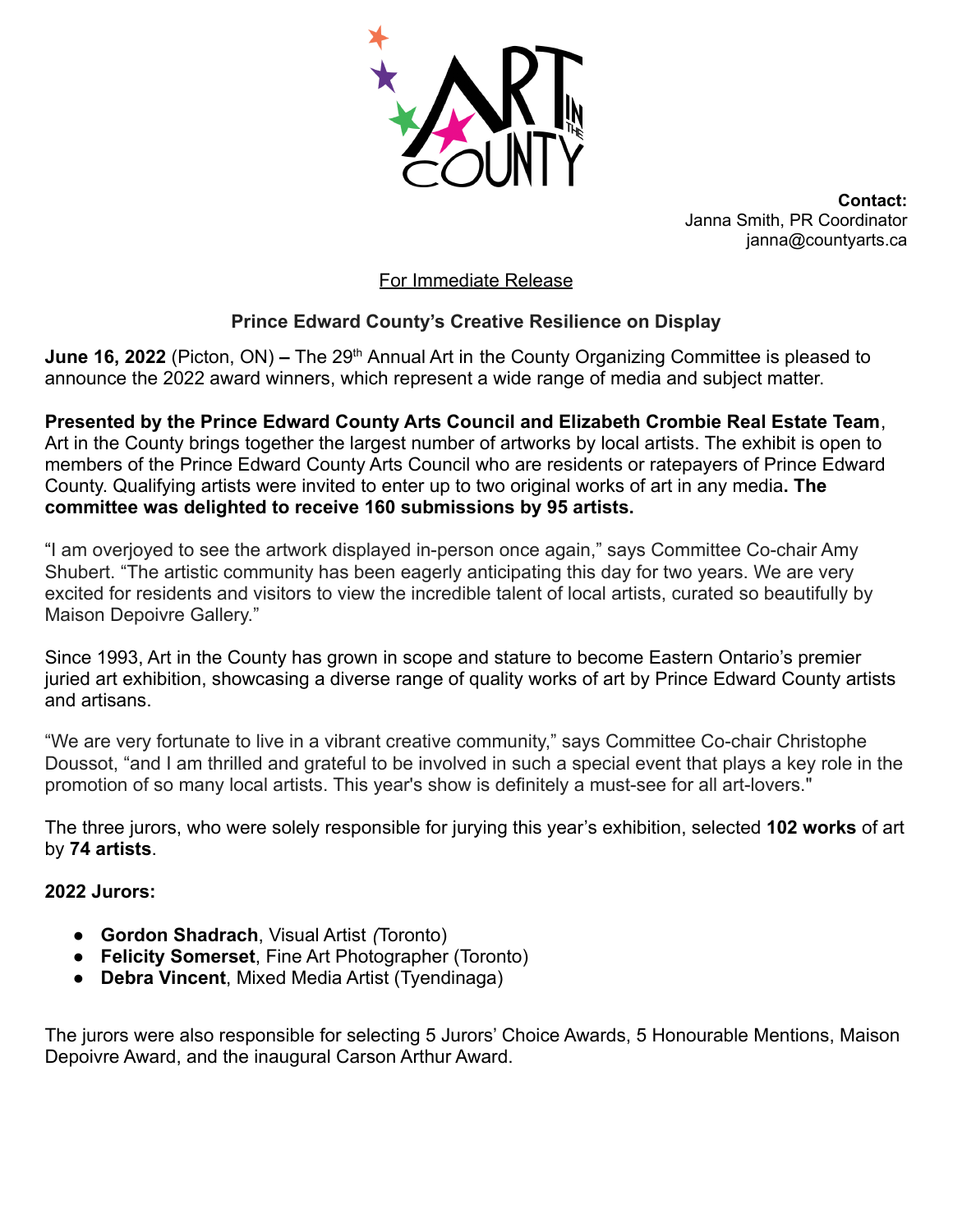**Contact:**
Janna Smith, PR Coordinator
janna@countyarts.ca

For Immediate Release

**Prince Edward County's Creative Resilience on Display**

**June 16, 2022** (Picton, ON) **–** The 29th Annual Art in the County Organizing Committee is pleased to announce the 2022 award winners, which represent a wide range of media and subject matter.

**Presented by the Prince Edward County Arts Council and Elizabeth Crombie Real Estate Team**, Art in the County brings together the largest number of artworks by local artists. The exhibit is open to members of the Prince Edward County Arts Council who are residents or ratepayers of Prince Edward County. Qualifying artists were invited to enter up to two original works of art in any media**. The committee was delighted to receive 160 submissions by 95 artists.**

"I am overjoyed to see the artwork displayed in-person once again," says Committee Co-chair Amy Shubert. "The artistic community has been eagerly anticipating this day for two years. We are very excited for residents and visitors to view the incredible talent of local artists, curated so beautifully by Maison Depoivre Gallery."

Since 1993, Art in the County has grown in scope and stature to become Eastern Ontario's premier juried art exhibition, showcasing a diverse range of quality works of art by Prince Edward County artists and artisans.

"We are very fortunate to live in a vibrant creative community," says Committee Co-chair Christophe Doussot, "and I am thrilled and grateful to be involved in such a special event that plays a key role in the promotion of so many local artists. This year's show is definitely a must-see for all art-lovers."

The three jurors, who were solely responsible for jurying this year's exhibition, selected **102 works** of art by **74 artists**.

**2022 Jurors:**

- **Gordon Shadrach**, Visual Artist *(*Toronto)
- **Felicity Somerset**, Fine Art Photographer (Toronto)
- **Debra Vincent**, Mixed Media Artist (Tyendinaga)

The jurors were also responsible for selecting 5 Jurors' Choice Awards, 5 Honourable Mentions, Maison Depoivre Award, and the inaugural Carson Arthur Award.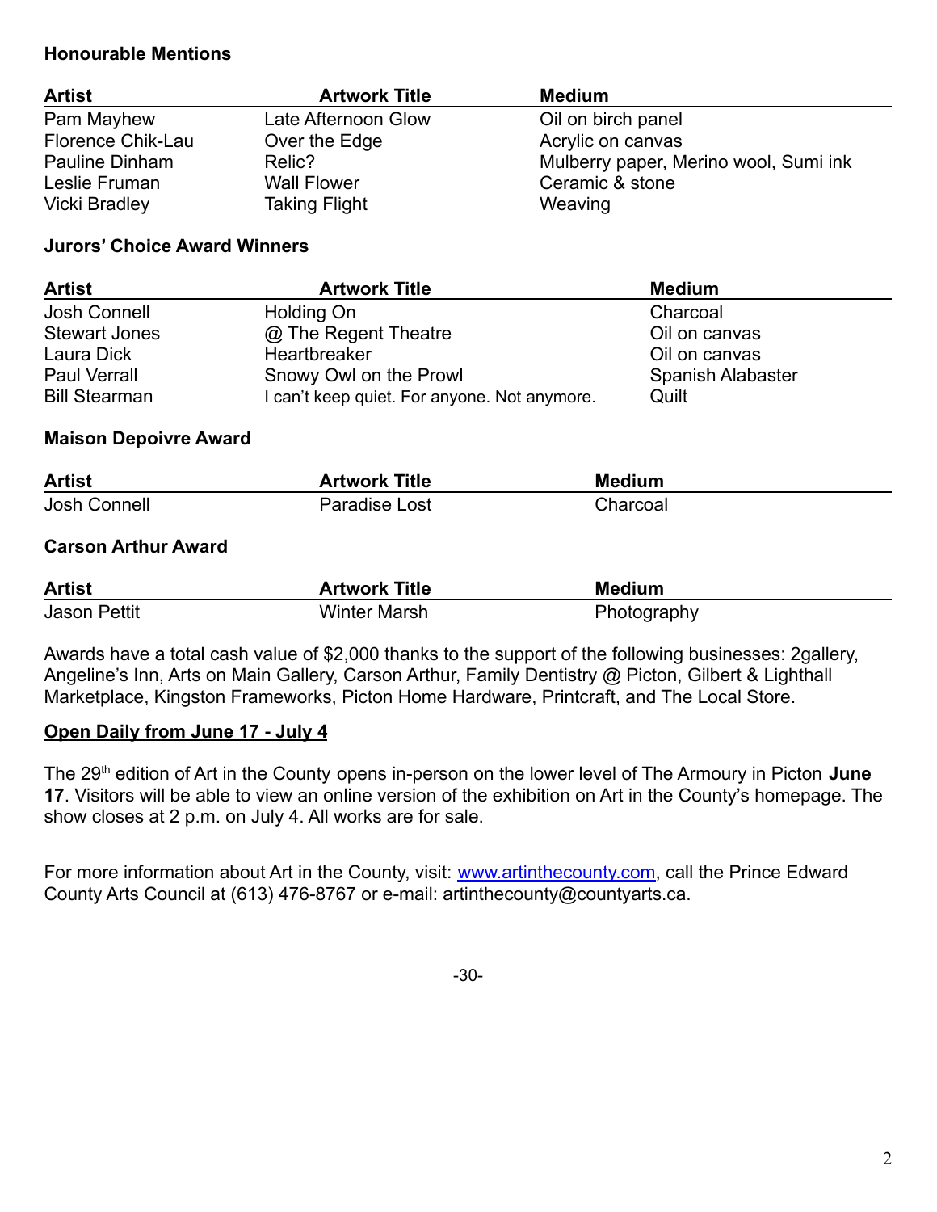**Honourable Mentions**

| Artist | Artwork Title | Medium |
| --- | --- | --- |
| Pam Mayhew | Late Afternoon Glow | Oil on birch panel |
| Florence Chik-Lau | Over the Edge | Acrylic on canvas |
| Pauline Dinham | Relic? | Mulberry paper, Merino wool, Sumi ink |
| Leslie Fruman | Wall Flower | Ceramic & stone |
| Vicki Bradley | Taking Flight | Weaving |

**Jurors' Choice Award Winners**

| Artist | Artwork Title | Medium |
| --- | --- | --- |
| Josh Connell | Holding On | Charcoal |
| Stewart Jones | @ The Regent Theatre | Oil on canvas |
| Laura Dick | Heartbreaker | Oil on canvas |
| Paul Verrall | Snowy Owl on the Prowl | Spanish Alabaster |
| Bill Stearman | I can't keep quiet. For anyone. Not anymore. | Quilt |

**Maison Depoivre Award**

| Artist | Artwork Title | Medium |
| --- | --- | --- |
| Josh Connell | Paradise Lost | Charcoal |

**Carson Arthur Award**

| Artist | Artwork Title | Medium |
| --- | --- | --- |
| Jason Pettit | Winter Marsh | Photography |

Awards have a total cash value of $2,000 thanks to the support of the following businesses: 2gallery, Angeline's Inn, Arts on Main Gallery, Carson Arthur, Family Dentistry @ Picton, Gilbert & Lighthall Marketplace, Kingston Frameworks, Picton Home Hardware, Printcraft, and The Local Store.

**Open Daily from June 17 - July 4**

The 29th edition of Art in the County opens in-person on the lower level of The Armoury in Picton **June 17**. Visitors will be able to view an online version of the exhibition on Art in the County's homepage. The show closes at 2 p.m. on July 4. All works are for sale.

For more information about Art in the County, visit: www.artinthecounty.com, call the Prince Edward County Arts Council at (613) 476-8767 or e-mail: artinthecounty@countyarts.ca.

-30-